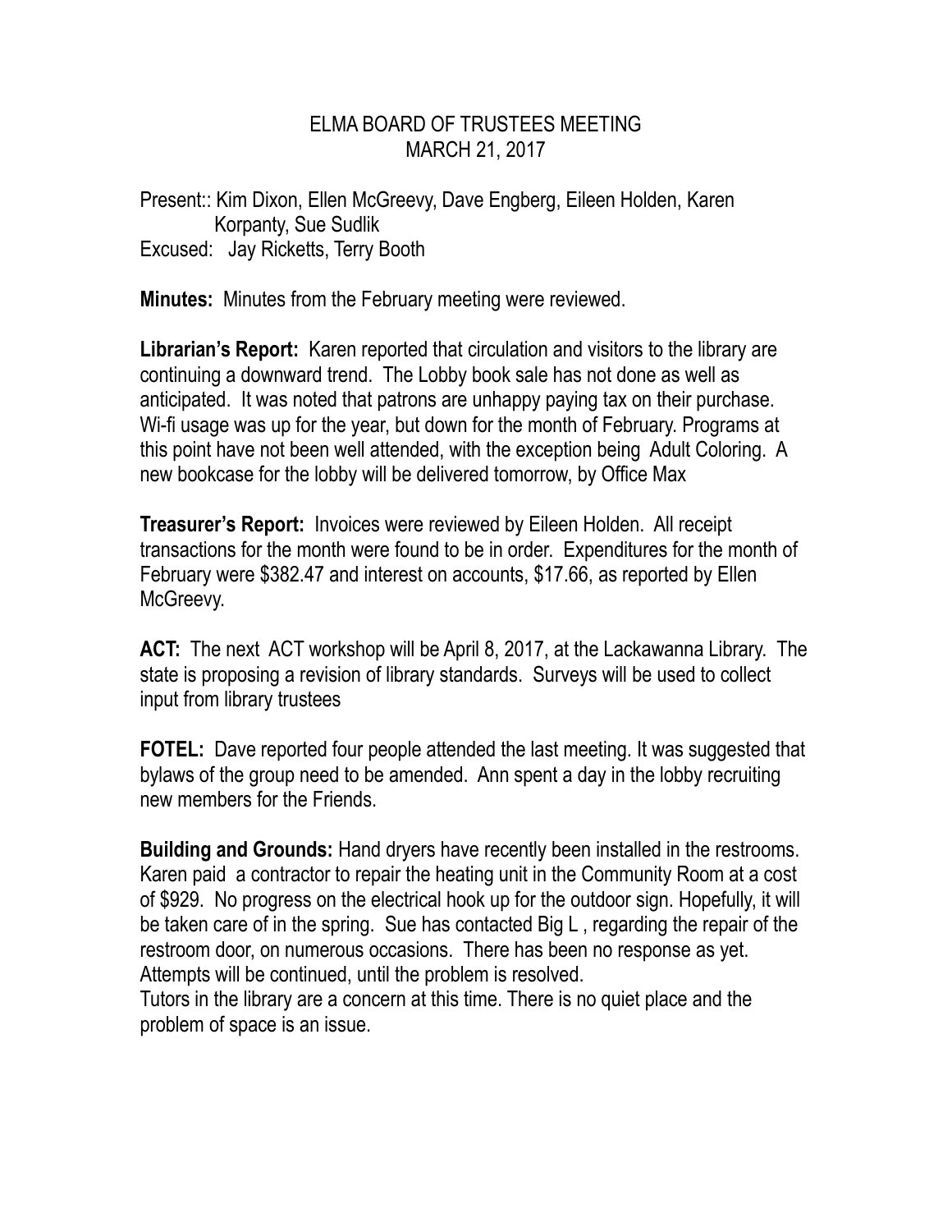# ELMA BOARD OF TRUSTEES MEETING
## MARCH 21, 2017

Present:: Kim Dixon, Ellen McGreevy, Dave Engberg, Eileen Holden, Karen Korpanty, Sue Sudlik
Excused: Jay Ricketts, Terry Booth

**Minutes:** Minutes from the February meeting were reviewed.

**Librarian's Report:** Karen reported that circulation and visitors to the library are continuing a downward trend. The Lobby book sale has not done as well as anticipated. It was noted that patrons are unhappy paying tax on their purchase. Wi-fi usage was up for the year, but down for the month of February. Programs at this point have not been well attended, with the exception being Adult Coloring. A new bookcase for the lobby will be delivered tomorrow, by Office Max

**Treasurer's Report:** Invoices were reviewed by Eileen Holden. All receipt transactions for the month were found to be in order. Expenditures for the month of February were $382.47 and interest on accounts, $17.66, as reported by Ellen McGreevy.

**ACT:** The next ACT workshop will be April 8, 2017, at the Lackawanna Library. The state is proposing a revision of library standards. Surveys will be used to collect input from library trustees

**FOTEL:** Dave reported four people attended the last meeting. It was suggested that bylaws of the group need to be amended. Ann spent a day in the lobby recruiting new members for the Friends.

**Building and Grounds:** Hand dryers have recently been installed in the restrooms. Karen paid a contractor to repair the heating unit in the Community Room at a cost of $929. No progress on the electrical hook up for the outdoor sign. Hopefully, it will be taken care of in the spring. Sue has contacted Big L , regarding the repair of the restroom door, on numerous occasions. There has been no response as yet. Attempts will be continued, until the problem is resolved.
Tutors in the library are a concern at this time. There is no quiet place and the problem of space is an issue.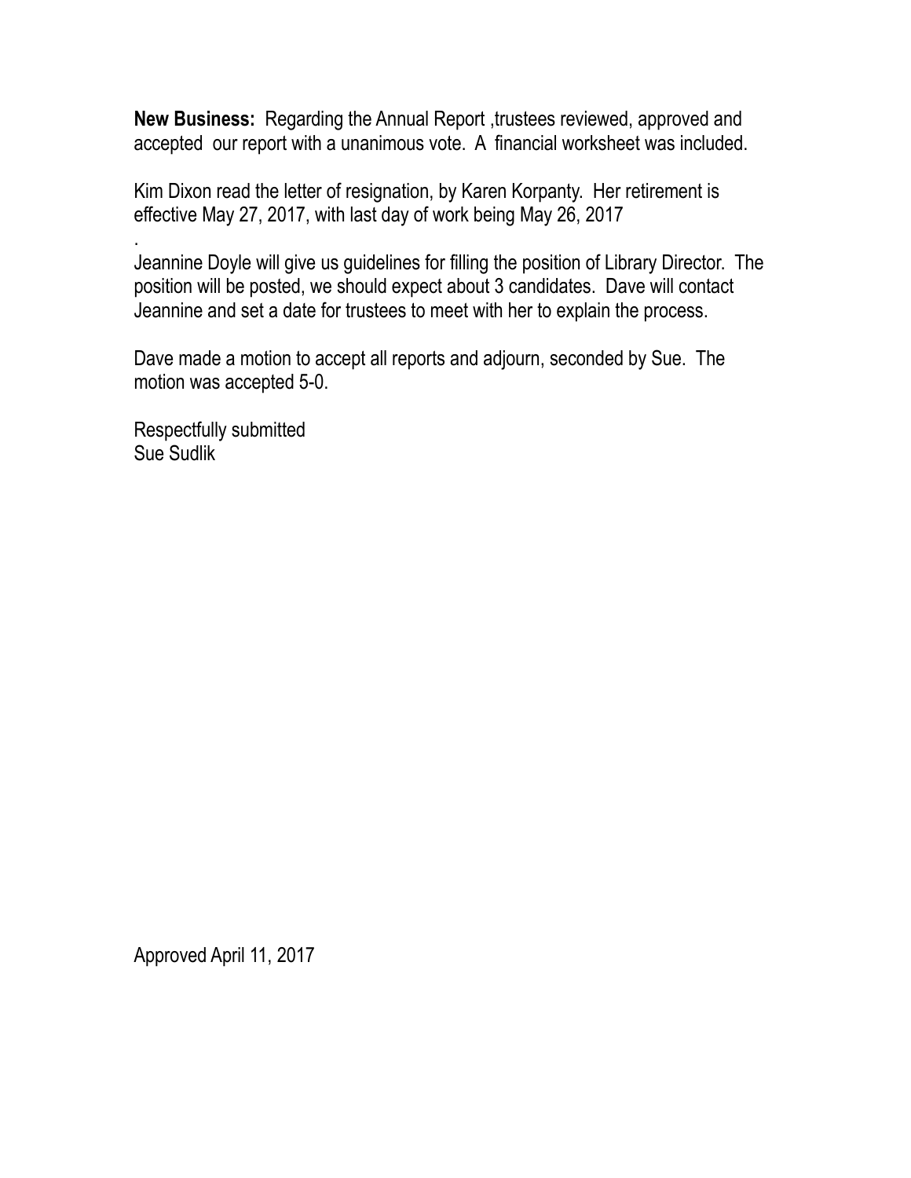**New Business:** Regarding the Annual Report ,trustees reviewed, approved and accepted our report with a unanimous vote. A financial worksheet was included.

Kim Dixon read the letter of resignation, by Karen Korpanty. Her retirement is effective May 27, 2017, with last day of work being May 26, 2017

.

Jeannine Doyle will give us guidelines for filling the position of Library Director. The position will be posted, we should expect about 3 candidates. Dave will contact Jeannine and set a date for trustees to meet with her to explain the process.

Dave made a motion to accept all reports and adjourn, seconded by Sue. The motion was accepted 5-0.

Respectfully submitted
Sue Sudlik

Approved April 11, 2017